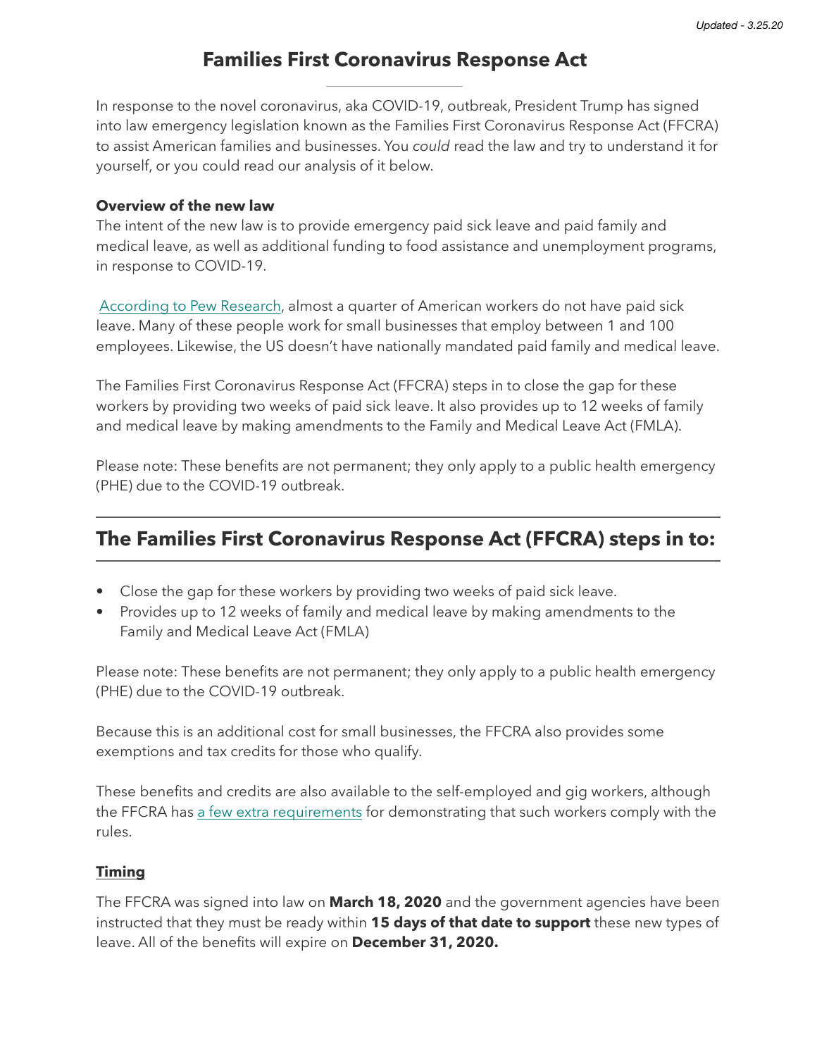*Updated - 3.25.20*

# Families First Coronavirus Response Act

In response to the novel coronavirus, aka COVID-19, outbreak, President Trump has signed into law emergency legislation known as the Families First Coronavirus Response Act (FFCRA) to assist American families and businesses. You *could* read the law and try to understand it for yourself, or you could read our analysis of it below.

**Overview of the new law**

The intent of the new law is to provide emergency paid sick leave and paid family and medical leave, as well as additional funding to food assistance and unemployment programs, in response to COVID-19.

[According to Pew Research](), almost a quarter of American workers do not have paid sick leave. Many of these people work for small businesses that employ between 1 and 100 employees. Likewise, the US doesn't have nationally mandated paid family and medical leave.

The Families First Coronavirus Response Act (FFCRA) steps in to close the gap for these workers by providing two weeks of paid sick leave. It also provides up to 12 weeks of family and medical leave by making amendments to the Family and Medical Leave Act (FMLA).

Please note: These benefits are not permanent; they only apply to a public health emergency (PHE) due to the COVID-19 outbreak.

## The Families First Coronavirus Response Act (FFCRA) steps in to:

- Close the gap for these workers by providing two weeks of paid sick leave.
- Provides up to 12 weeks of family and medical leave by making amendments to the Family and Medical Leave Act (FMLA)

Please note: These benefits are not permanent; they only apply to a public health emergency (PHE) due to the COVID-19 outbreak.

Because this is an additional cost for small businesses, the FFCRA also provides some exemptions and tax credits for those who qualify.

These benefits and credits are also available to the self-employed and gig workers, although the FFCRA has [a few extra requirements]() for demonstrating that such workers comply with the rules.

### Timing

The FFCRA was signed into law on **March 18, 2020** and the government agencies have been instructed that they must be ready within **15 days of that date to support** these new types of leave. All of the benefits will expire on **December 31, 2020.**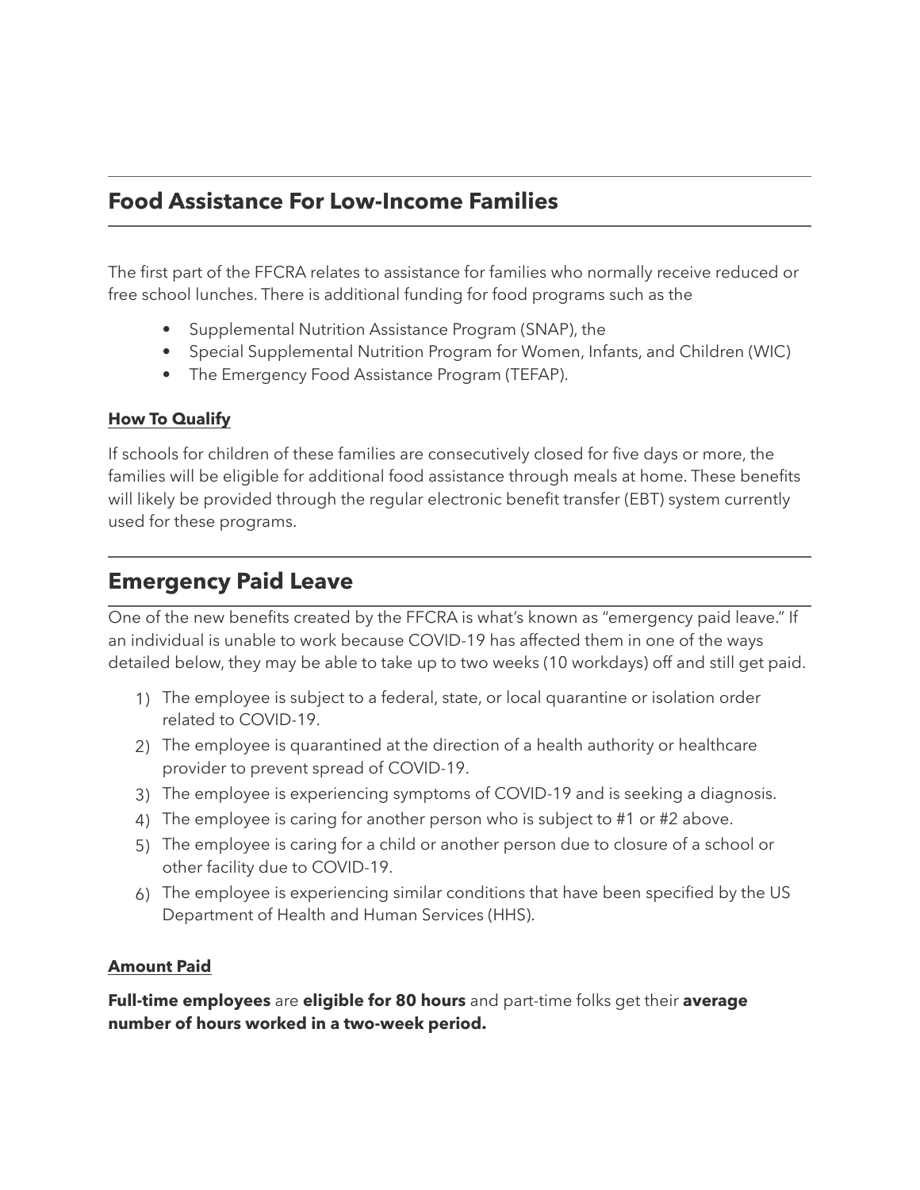## Food Assistance For Low-Income Families

The first part of the FFCRA relates to assistance for families who normally receive reduced or free school lunches. There is additional funding for food programs such as the

- Supplemental Nutrition Assistance Program (SNAP), the
- Special Supplemental Nutrition Program for Women, Infants, and Children (WIC)
- The Emergency Food Assistance Program (TEFAP).

**How To Qualify**

If schools for children of these families are consecutively closed for five days or more, the families will be eligible for additional food assistance through meals at home. These benefits will likely be provided through the regular electronic benefit transfer (EBT) system currently used for these programs.

## Emergency Paid Leave

One of the new benefits created by the FFCRA is what's known as "emergency paid leave." If an individual is unable to work because COVID-19 has affected them in one of the ways detailed below, they may be able to take up to two weeks (10 workdays) off and still get paid.

1) The employee is subject to a federal, state, or local quarantine or isolation order related to COVID-19.
2) The employee is quarantined at the direction of a health authority or healthcare provider to prevent spread of COVID-19.
3) The employee is experiencing symptoms of COVID-19 and is seeking a diagnosis.
4) The employee is caring for another person who is subject to #1 or #2 above.
5) The employee is caring for a child or another person due to closure of a school or other facility due to COVID-19.
6) The employee is experiencing similar conditions that have been specified by the US Department of Health and Human Services (HHS).

**Amount Paid**

**Full-time employees** are **eligible for 80 hours** and part-time folks get their **average number of hours worked in a two-week period.**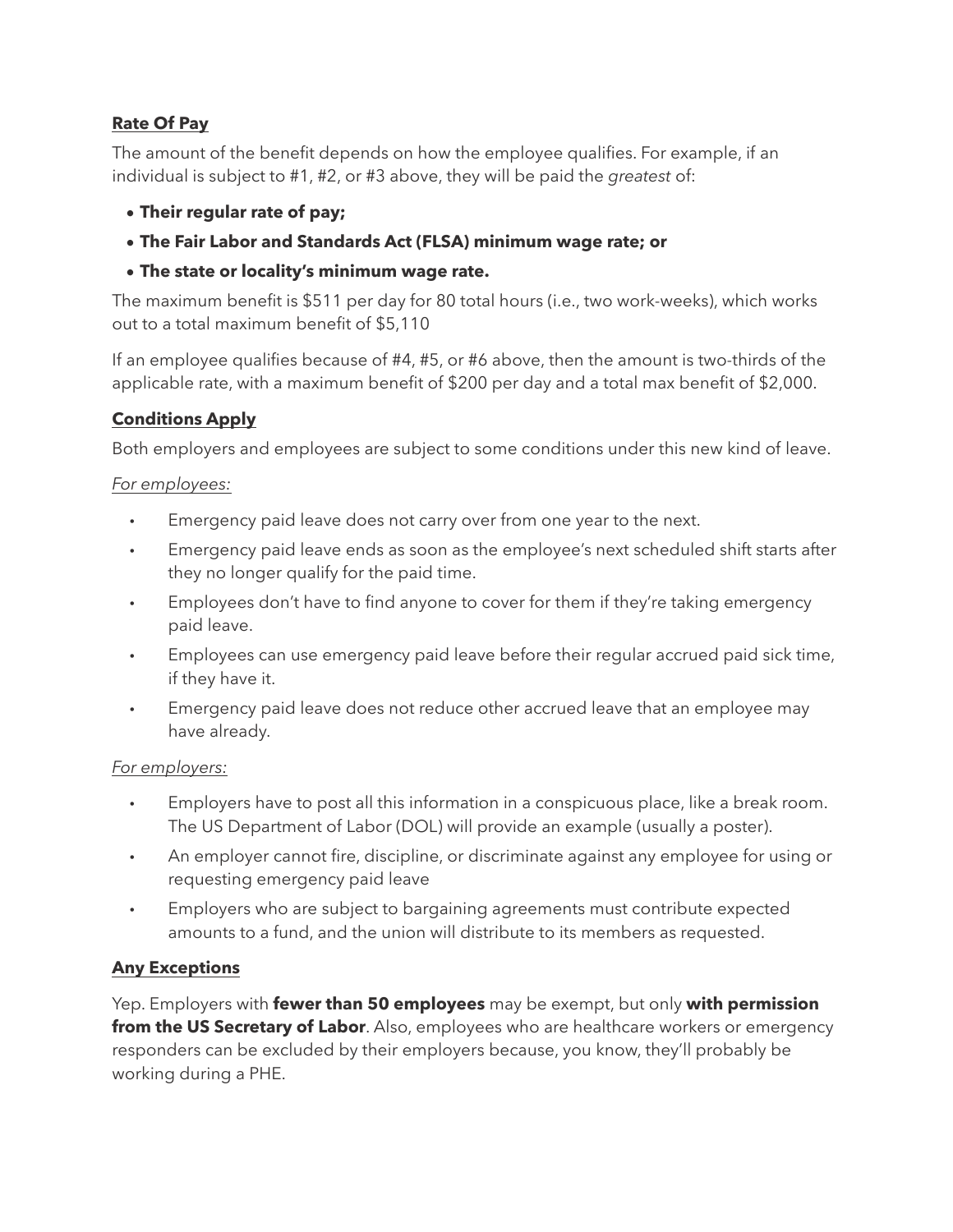**Rate Of Pay**

The amount of the benefit depends on how the employee qualifies. For example, if an individual is subject to #1, #2, or #3 above, they will be paid the *greatest* of:

- **Their regular rate of pay;**
- **The Fair Labor and Standards Act (FLSA) minimum wage rate; or**
- **The state or locality's minimum wage rate.**

The maximum benefit is $511 per day for 80 total hours (i.e., two work-weeks), which works out to a total maximum benefit of $5,110

If an employee qualifies because of #4, #5, or #6 above, then the amount is two-thirds of the applicable rate, with a maximum benefit of $200 per day and a total max benefit of $2,000.

**Conditions Apply**

Both employers and employees are subject to some conditions under this new kind of leave.

*For employees:*

- Emergency paid leave does not carry over from one year to the next.
- Emergency paid leave ends as soon as the employee's next scheduled shift starts after they no longer qualify for the paid time.
- Employees don't have to find anyone to cover for them if they're taking emergency paid leave.
- Employees can use emergency paid leave before their regular accrued paid sick time, if they have it.
- Emergency paid leave does not reduce other accrued leave that an employee may have already.

*For employers:*

- Employers have to post all this information in a conspicuous place, like a break room. The US Department of Labor (DOL) will provide an example (usually a poster).
- An employer cannot fire, discipline, or discriminate against any employee for using or requesting emergency paid leave
- Employers who are subject to bargaining agreements must contribute expected amounts to a fund, and the union will distribute to its members as requested.

**Any Exceptions**

Yep. Employers with **fewer than 50 employees** may be exempt, but only **with permission from the US Secretary of Labor**. Also, employees who are healthcare workers or emergency responders can be excluded by their employers because, you know, they'll probably be working during a PHE.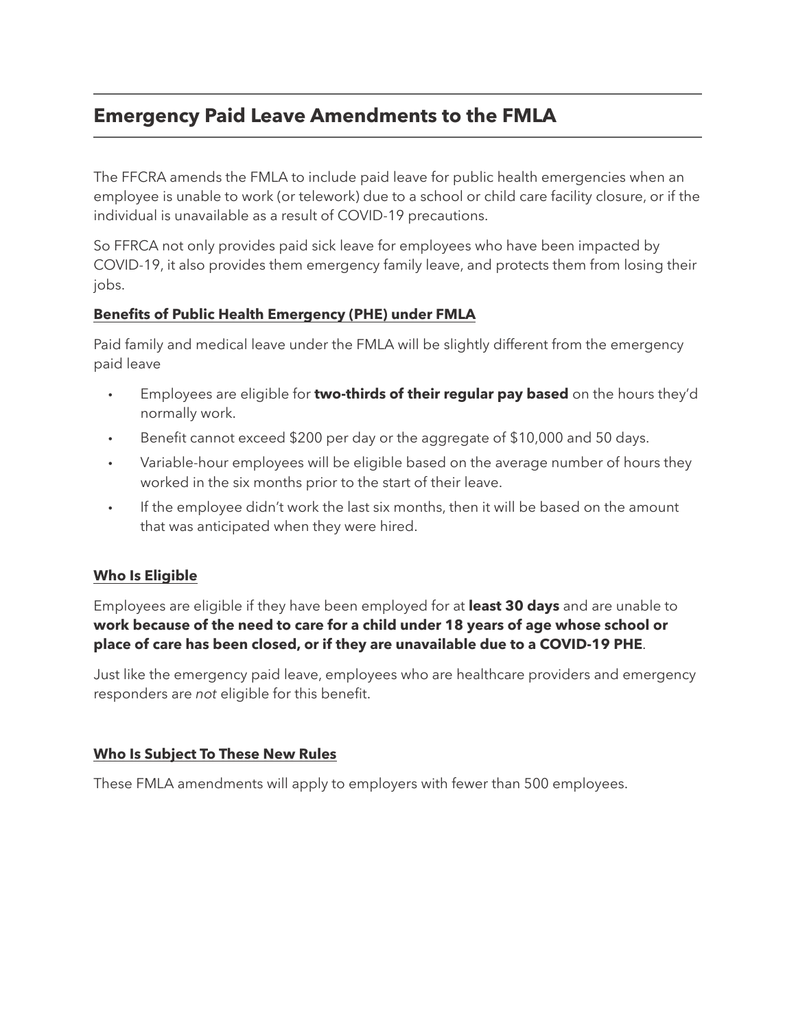## Emergency Paid Leave Amendments to the FMLA

The FFCRA amends the FMLA to include paid leave for public health emergencies when an employee is unable to work (or telework) due to a school or child care facility closure, or if the individual is unavailable as a result of COVID-19 precautions.

So FFRCA not only provides paid sick leave for employees who have been impacted by COVID-19, it also provides them emergency family leave, and protects them from losing their jobs.

### Benefits of Public Health Emergency (PHE) under FMLA

Paid family and medical leave under the FMLA will be slightly different from the emergency paid leave

- Employees are eligible for **two-thirds of their regular pay based** on the hours they'd normally work.
- Benefit cannot exceed $200 per day or the aggregate of $10,000 and 50 days.
- Variable-hour employees will be eligible based on the average number of hours they worked in the six months prior to the start of their leave.
- If the employee didn't work the last six months, then it will be based on the amount that was anticipated when they were hired.

### Who Is Eligible

Employees are eligible if they have been employed for at **least 30 days** and are unable to **work because of the need to care for a child under 18 years of age whose school or place of care has been closed, or if they are unavailable due to a COVID-19 PHE**.

Just like the emergency paid leave, employees who are healthcare providers and emergency responders are *not* eligible for this benefit.

### Who Is Subject To These New Rules

These FMLA amendments will apply to employers with fewer than 500 employees.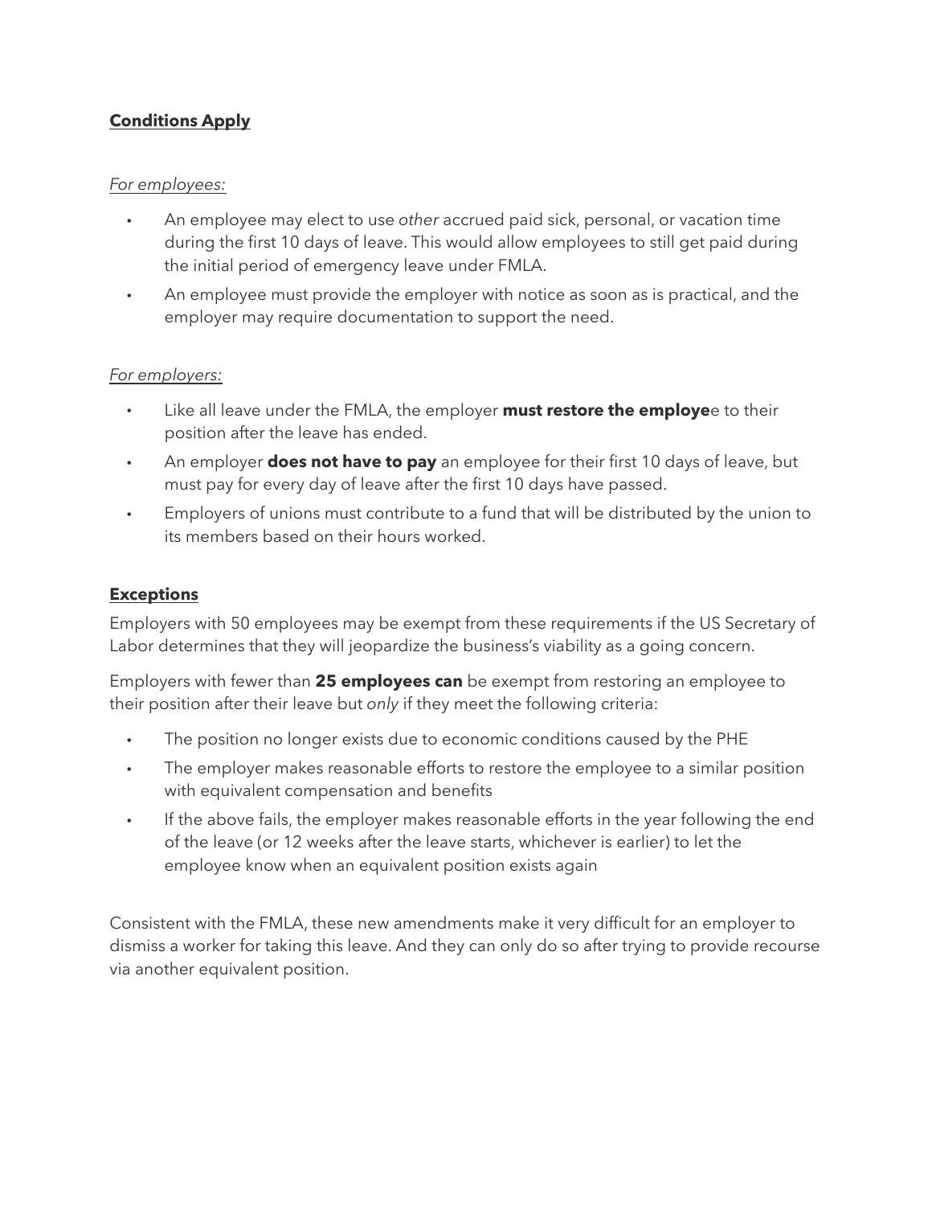## **Conditions Apply**

*For employees:*

- An employee may elect to use *other* accrued paid sick, personal, or vacation time during the first 10 days of leave. This would allow employees to still get paid during the initial period of emergency leave under FMLA.
- An employee must provide the employer with notice as soon as is practical, and the employer may require documentation to support the need.

*For employers:*

- Like all leave under the FMLA, the employer **must restore the employe**e to their position after the leave has ended.
- An employer **does not have to pay** an employee for their first 10 days of leave, but must pay for every day of leave after the first 10 days have passed.
- Employers of unions must contribute to a fund that will be distributed by the union to its members based on their hours worked.

## **Exceptions**

Employers with 50 employees may be exempt from these requirements if the US Secretary of Labor determines that they will jeopardize the business's viability as a going concern.

Employers with fewer than **25 employees can** be exempt from restoring an employee to their position after their leave but *only* if they meet the following criteria:

- The position no longer exists due to economic conditions caused by the PHE
- The employer makes reasonable efforts to restore the employee to a similar position with equivalent compensation and benefits
- If the above fails, the employer makes reasonable efforts in the year following the end of the leave (or 12 weeks after the leave starts, whichever is earlier) to let the employee know when an equivalent position exists again

Consistent with the FMLA, these new amendments make it very difficult for an employer to dismiss a worker for taking this leave. And they can only do so after trying to provide recourse via another equivalent position.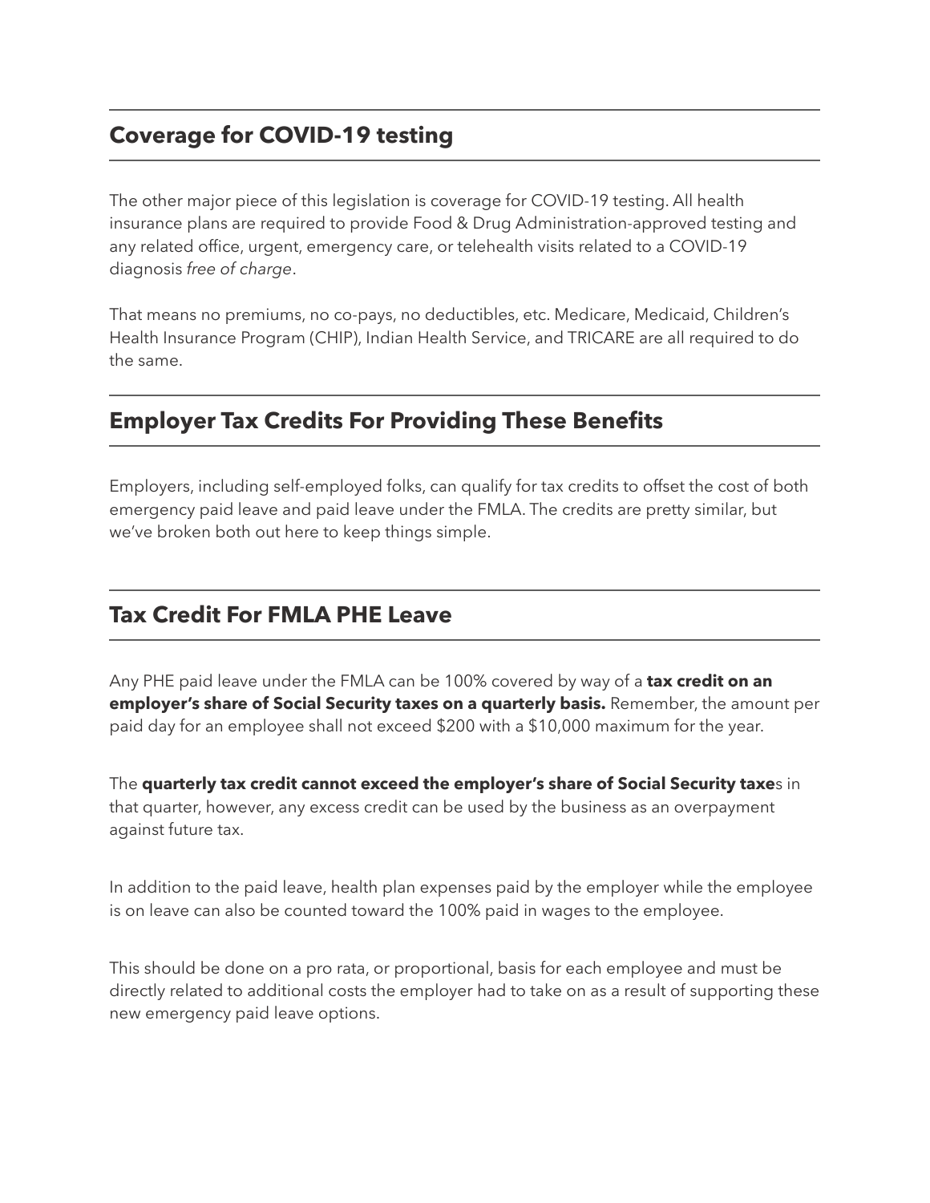## Coverage for COVID-19 testing

The other major piece of this legislation is coverage for COVID-19 testing. All health insurance plans are required to provide Food & Drug Administration-approved testing and any related office, urgent, emergency care, or telehealth visits related to a COVID-19 diagnosis *free of charge*.

That means no premiums, no co-pays, no deductibles, etc. Medicare, Medicaid, Children's Health Insurance Program (CHIP), Indian Health Service, and TRICARE are all required to do the same.

## Employer Tax Credits For Providing These Benefits

Employers, including self-employed folks, can qualify for tax credits to offset the cost of both emergency paid leave and paid leave under the FMLA. The credits are pretty similar, but we've broken both out here to keep things simple.

## Tax Credit For FMLA PHE Leave

Any PHE paid leave under the FMLA can be 100% covered by way of a **tax credit on an employer's share of Social Security taxes on a quarterly basis.** Remember, the amount per paid day for an employee shall not exceed $200 with a $10,000 maximum for the year.

The **quarterly tax credit cannot exceed the employer's share of Social Security taxe**s in that quarter, however, any excess credit can be used by the business as an overpayment against future tax.

In addition to the paid leave, health plan expenses paid by the employer while the employee is on leave can also be counted toward the 100% paid in wages to the employee.

This should be done on a pro rata, or proportional, basis for each employee and must be directly related to additional costs the employer had to take on as a result of supporting these new emergency paid leave options.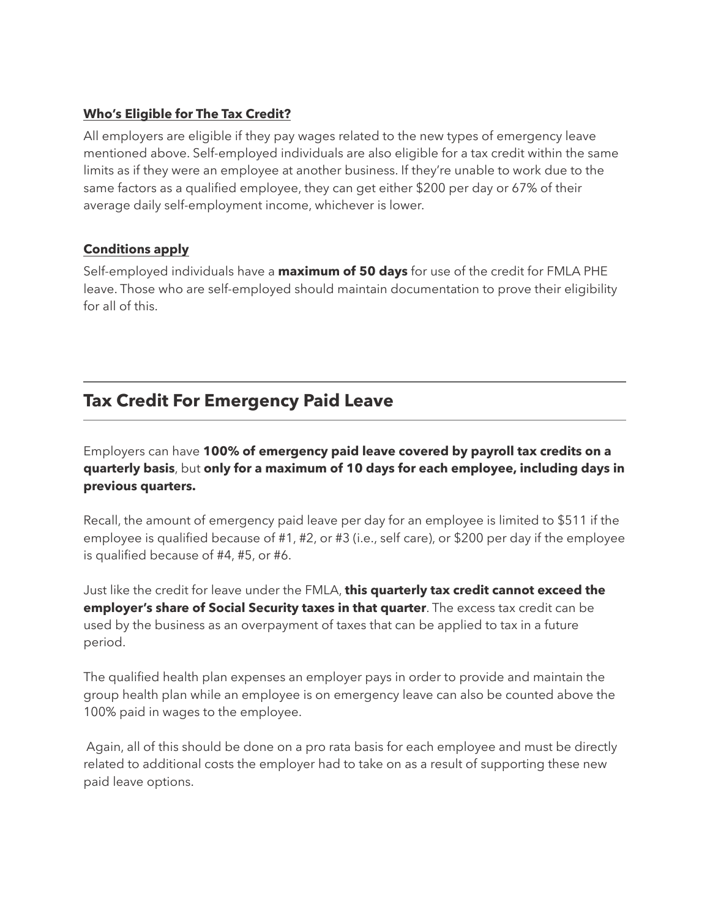**Who's Eligible for The Tax Credit?**

All employers are eligible if they pay wages related to the new types of emergency leave mentioned above. Self-employed individuals are also eligible for a tax credit within the same limits as if they were an employee at another business. If they're unable to work due to the same factors as a qualified employee, they can get either $200 per day or 67% of their average daily self-employment income, whichever is lower.

**Conditions apply**

Self-employed individuals have a **maximum of 50 days** for use of the credit for FMLA PHE leave. Those who are self-employed should maintain documentation to prove their eligibility for all of this.

## Tax Credit For Emergency Paid Leave

Employers can have **100% of emergency paid leave covered by payroll tax credits on a quarterly basis**, but **only for a maximum of 10 days for each employee, including days in previous quarters.**

Recall, the amount of emergency paid leave per day for an employee is limited to $511 if the employee is qualified because of #1, #2, or #3 (i.e., self care), or $200 per day if the employee is qualified because of #4, #5, or #6.

Just like the credit for leave under the FMLA, **this quarterly tax credit cannot exceed the employer's share of Social Security taxes in that quarter**. The excess tax credit can be used by the business as an overpayment of taxes that can be applied to tax in a future period.

The qualified health plan expenses an employer pays in order to provide and maintain the group health plan while an employee is on emergency leave can also be counted above the 100% paid in wages to the employee.

Again, all of this should be done on a pro rata basis for each employee and must be directly related to additional costs the employer had to take on as a result of supporting these new paid leave options.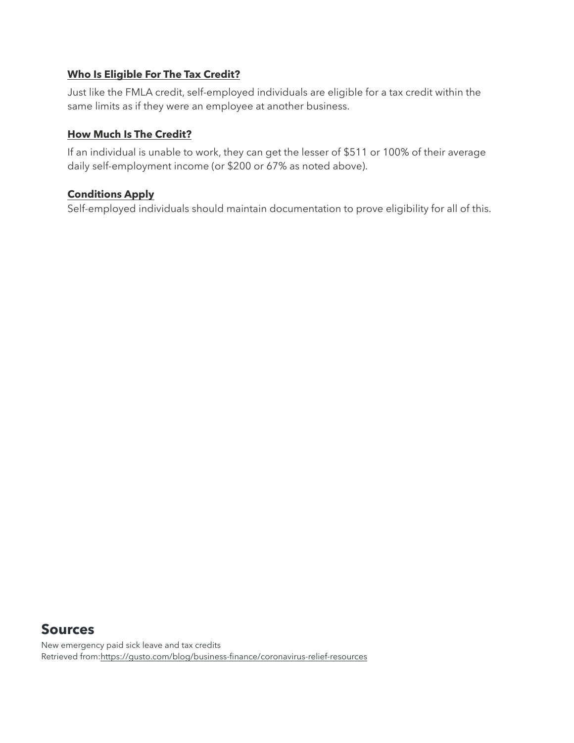### **Who Is Eligible For The Tax Credit?**

Just like the FMLA credit, self-employed individuals are eligible for a tax credit within the same limits as if they were an employee at another business.

### **How Much Is The Credit?**

If an individual is unable to work, they can get the lesser of $511 or 100% of their average daily self-employment income (or $200 or 67% as noted above).

### **Conditions Apply**

Self-employed individuals should maintain documentation to prove eligibility for all of this.

## Sources

New emergency paid sick leave and tax credits
Retrieved from:[https://gusto.com/blog/business-finance/coronavirus-relief-resources](https://gusto.com/blog/business-finance/coronavirus-relief-resources)